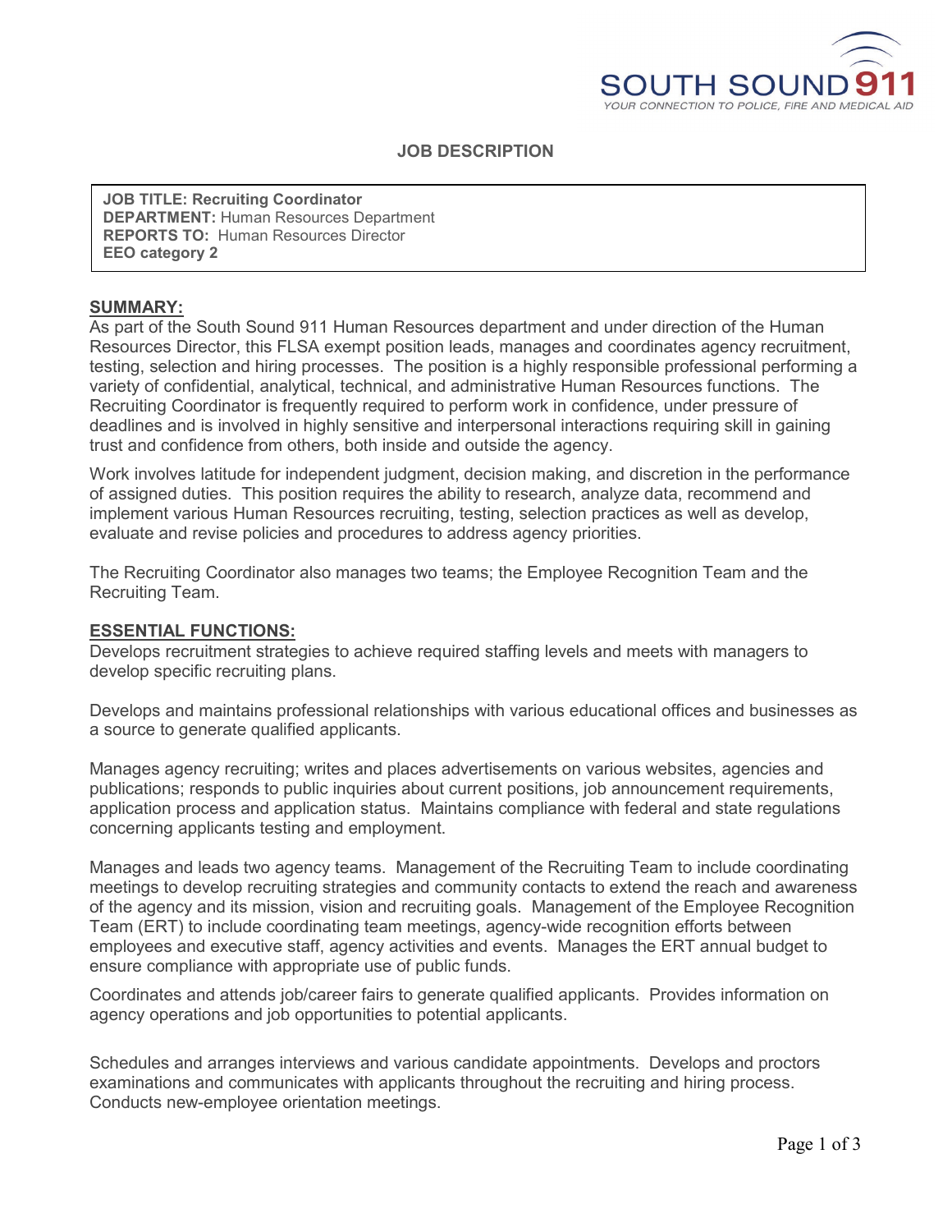SOUTH SOUND 911

YOUR CONNECTION TO POLICE, FIRE AND MEDICAL AID

# JOB DESCRIPTION

**JOB TITLE: Recruiting Coordinator**
**DEPARTMENT:** Human Resources Department
**REPORTS TO:** Human Resources Director
**EEO category 2**

## SUMMARY:

As part of the South Sound 911 Human Resources department and under direction of the Human Resources Director, this FLSA exempt position leads, manages and coordinates agency recruitment, testing, selection and hiring processes. The position is a highly responsible professional performing a variety of confidential, analytical, technical, and administrative Human Resources functions. The Recruiting Coordinator is frequently required to perform work in confidence, under pressure of deadlines and is involved in highly sensitive and interpersonal interactions requiring skill in gaining trust and confidence from others, both inside and outside the agency.

Work involves latitude for independent judgment, decision making, and discretion in the performance of assigned duties. This position requires the ability to research, analyze data, recommend and implement various Human Resources recruiting, testing, selection practices as well as develop, evaluate and revise policies and procedures to address agency priorities.

The Recruiting Coordinator also manages two teams; the Employee Recognition Team and the Recruiting Team.

## ESSENTIAL FUNCTIONS:

Develops recruitment strategies to achieve required staffing levels and meets with managers to develop specific recruiting plans.

Develops and maintains professional relationships with various educational offices and businesses as a source to generate qualified applicants.

Manages agency recruiting; writes and places advertisements on various websites, agencies and publications; responds to public inquiries about current positions, job announcement requirements, application process and application status. Maintains compliance with federal and state regulations concerning applicants testing and employment.

Manages and leads two agency teams. Management of the Recruiting Team to include coordinating meetings to develop recruiting strategies and community contacts to extend the reach and awareness of the agency and its mission, vision and recruiting goals. Management of the Employee Recognition Team (ERT) to include coordinating team meetings, agency-wide recognition efforts between employees and executive staff, agency activities and events. Manages the ERT annual budget to ensure compliance with appropriate use of public funds.

Coordinates and attends job/career fairs to generate qualified applicants. Provides information on agency operations and job opportunities to potential applicants.

Schedules and arranges interviews and various candidate appointments. Develops and proctors examinations and communicates with applicants throughout the recruiting and hiring process. Conducts new-employee orientation meetings.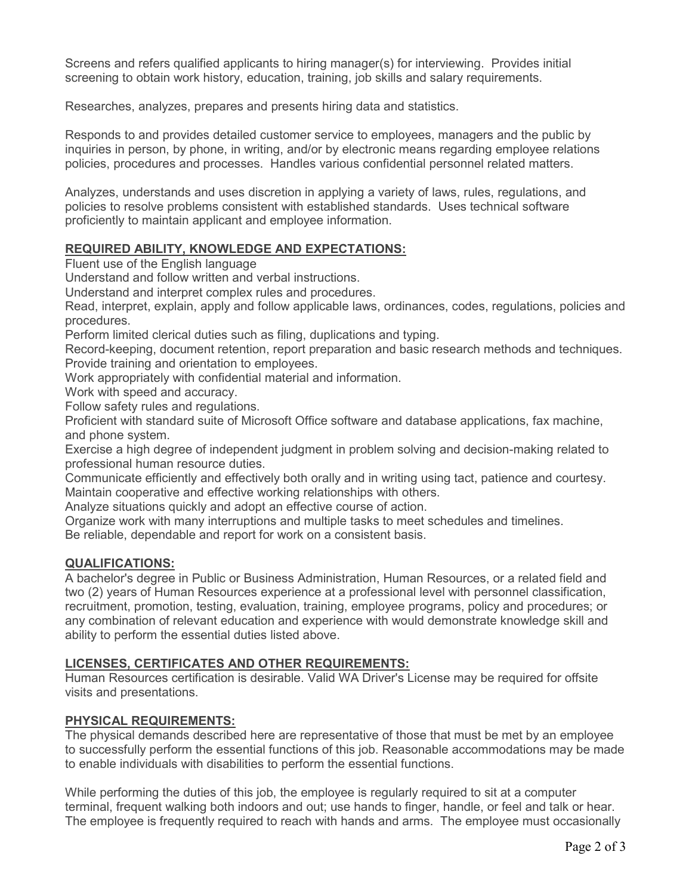Screens and refers qualified applicants to hiring manager(s) for interviewing. Provides initial screening to obtain work history, education, training, job skills and salary requirements.

Researches, analyzes, prepares and presents hiring data and statistics.

Responds to and provides detailed customer service to employees, managers and the public by inquiries in person, by phone, in writing, and/or by electronic means regarding employee relations policies, procedures and processes. Handles various confidential personnel related matters.

Analyzes, understands and uses discretion in applying a variety of laws, rules, regulations, and policies to resolve problems consistent with established standards. Uses technical software proficiently to maintain applicant and employee information.

## REQUIRED ABILITY, KNOWLEDGE AND EXPECTATIONS:

Fluent use of the English language
Understand and follow written and verbal instructions.
Understand and interpret complex rules and procedures.
Read, interpret, explain, apply and follow applicable laws, ordinances, codes, regulations, policies and procedures.
Perform limited clerical duties such as filing, duplications and typing.
Record-keeping, document retention, report preparation and basic research methods and techniques.
Provide training and orientation to employees.
Work appropriately with confidential material and information.
Work with speed and accuracy.
Follow safety rules and regulations.
Proficient with standard suite of Microsoft Office software and database applications, fax machine, and phone system.
Exercise a high degree of independent judgment in problem solving and decision-making related to professional human resource duties.
Communicate efficiently and effectively both orally and in writing using tact, patience and courtesy.
Maintain cooperative and effective working relationships with others.
Analyze situations quickly and adopt an effective course of action.
Organize work with many interruptions and multiple tasks to meet schedules and timelines.
Be reliable, dependable and report for work on a consistent basis.

## QUALIFICATIONS:

A bachelor's degree in Public or Business Administration, Human Resources, or a related field and two (2) years of Human Resources experience at a professional level with personnel classification, recruitment, promotion, testing, evaluation, training, employee programs, policy and procedures; or any combination of relevant education and experience with would demonstrate knowledge skill and ability to perform the essential duties listed above.

## LICENSES, CERTIFICATES AND OTHER REQUIREMENTS:

Human Resources certification is desirable. Valid WA Driver's License may be required for offsite visits and presentations.

## PHYSICAL REQUIREMENTS:

The physical demands described here are representative of those that must be met by an employee to successfully perform the essential functions of this job. Reasonable accommodations may be made to enable individuals with disabilities to perform the essential functions.

While performing the duties of this job, the employee is regularly required to sit at a computer terminal, frequent walking both indoors and out; use hands to finger, handle, or feel and talk or hear. The employee is frequently required to reach with hands and arms. The employee must occasionally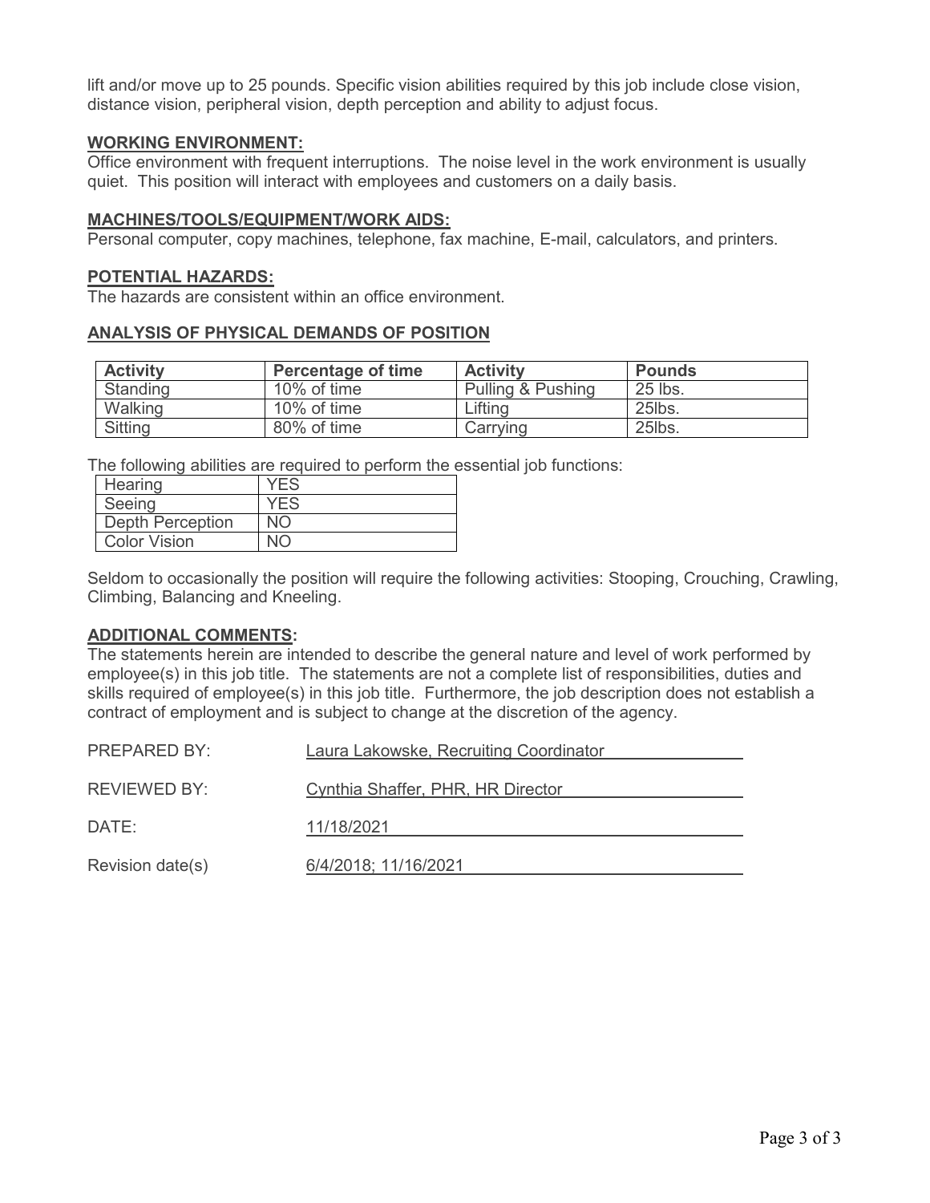lift and/or move up to 25 pounds. Specific vision abilities required by this job include close vision, distance vision, peripheral vision, depth perception and ability to adjust focus.

## WORKING ENVIRONMENT:

Office environment with frequent interruptions. The noise level in the work environment is usually quiet. This position will interact with employees and customers on a daily basis.

## MACHINES/TOOLS/EQUIPMENT/WORK AIDS:

Personal computer, copy machines, telephone, fax machine, E-mail, calculators, and printers.

## POTENTIAL HAZARDS:

The hazards are consistent within an office environment.

## ANALYSIS OF PHYSICAL DEMANDS OF POSITION

| Activity | Percentage of time | Activity | Pounds |
|---|---|---|---|
| Standing | 10% of time | Pulling & Pushing | 25 lbs. |
| Walking | 10% of time | Lifting | 25lbs. |
| Sitting | 80% of time | Carrying | 25lbs. |

The following abilities are required to perform the essential job functions:

| | |
|---|---|
| Hearing | YES |
| Seeing | YES |
| Depth Perception | NO |
| Color Vision | NO |

Seldom to occasionally the position will require the following activities: Stooping, Crouching, Crawling, Climbing, Balancing and Kneeling.

## ADDITIONAL COMMENTS:

The statements herein are intended to describe the general nature and level of work performed by employee(s) in this job title. The statements are not a complete list of responsibilities, duties and skills required of employee(s) in this job title. Furthermore, the job description does not establish a contract of employment and is subject to change at the discretion of the agency.

PREPARED BY: Laura Lakowske, Recruiting Coordinator

REVIEWED BY: Cynthia Shaffer, PHR, HR Director

DATE: 11/18/2021

Revision date(s) 6/4/2018; 11/16/2021